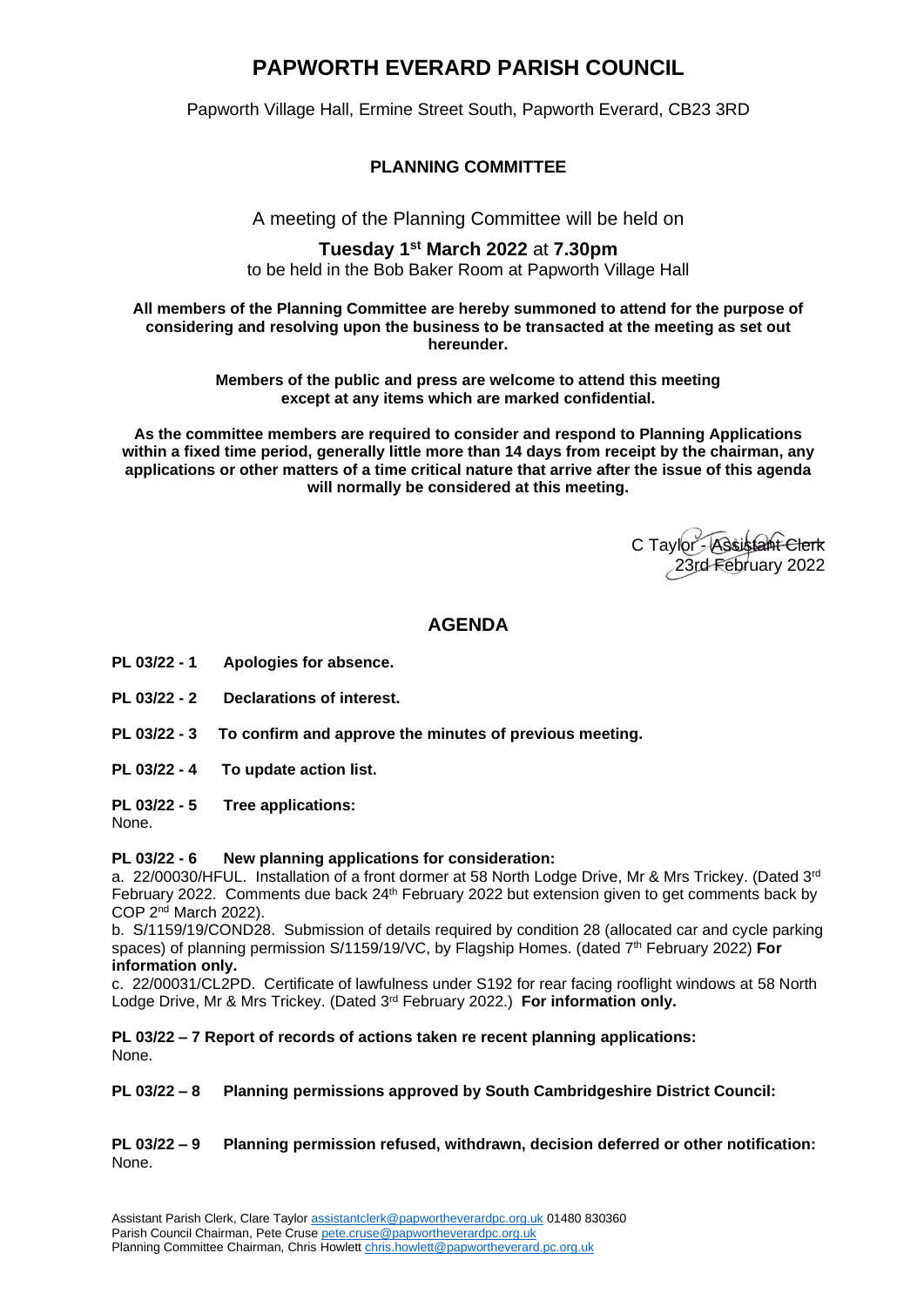# PAPWORTH EVERARD PARISH COUNCIL

Papworth Village Hall, Ermine Street South, Papworth Everard, CB23 3RD

## PLANNING COMMITTEE

A meeting of the Planning Committee will be held on

**Tuesday 1st March 2022** at **7.30pm**

to be held in the Bob Baker Room at Papworth Village Hall

**All members of the Planning Committee are hereby summoned to attend for the purpose of considering and resolving upon the business to be transacted at the meeting as set out hereunder.**

**Members of the public and press are welcome to attend this meeting except at any items which are marked confidential.**

**As the committee members are required to consider and respond to Planning Applications within a fixed time period, generally little more than 14 days from receipt by the chairman, any applications or other matters of a time critical nature that arrive after the issue of this agenda will normally be considered at this meeting.**

C Taylor - Assistant Clerk
23rd February 2022

## AGENDA

**PL 03/22 - 1 Apologies for absence.**

**PL 03/22 - 2 Declarations of interest.**

**PL 03/22 - 3 To confirm and approve the minutes of previous meeting.**

**PL 03/22 - 4 To update action list.**

**PL 03/22 - 5 Tree applications:**
None.

**PL 03/22 - 6 New planning applications for consideration:**

a. 22/00030/HFUL. Installation of a front dormer at 58 North Lodge Drive, Mr & Mrs Trickey. (Dated 3rd February 2022. Comments due back 24th February 2022 but extension given to get comments back by COP 2nd March 2022).

b. S/1159/19/COND28. Submission of details required by condition 28 (allocated car and cycle parking spaces) of planning permission S/1159/19/VC, by Flagship Homes. (dated 7th February 2022) **For information only.**

c. 22/00031/CL2PD. Certificate of lawfulness under S192 for rear facing rooflight windows at 58 North Lodge Drive, Mr & Mrs Trickey. (Dated 3rd February 2022.) **For information only.**

**PL 03/22 – 7 Report of records of actions taken re recent planning applications:**
None.

**PL 03/22 – 8 Planning permissions approved by South Cambridgeshire District Council:**

**PL 03/22 – 9 Planning permission refused, withdrawn, decision deferred or other notification:**
None.

Assistant Parish Clerk, Clare Taylor assistantclerk@papwortheverardpc.org.uk 01480 830360
Parish Council Chairman, Pete Cruse pete.cruse@papwortheverardpc.org.uk
Planning Committee Chairman, Chris Howlett chris.howlett@papwortheverard.pc.org.uk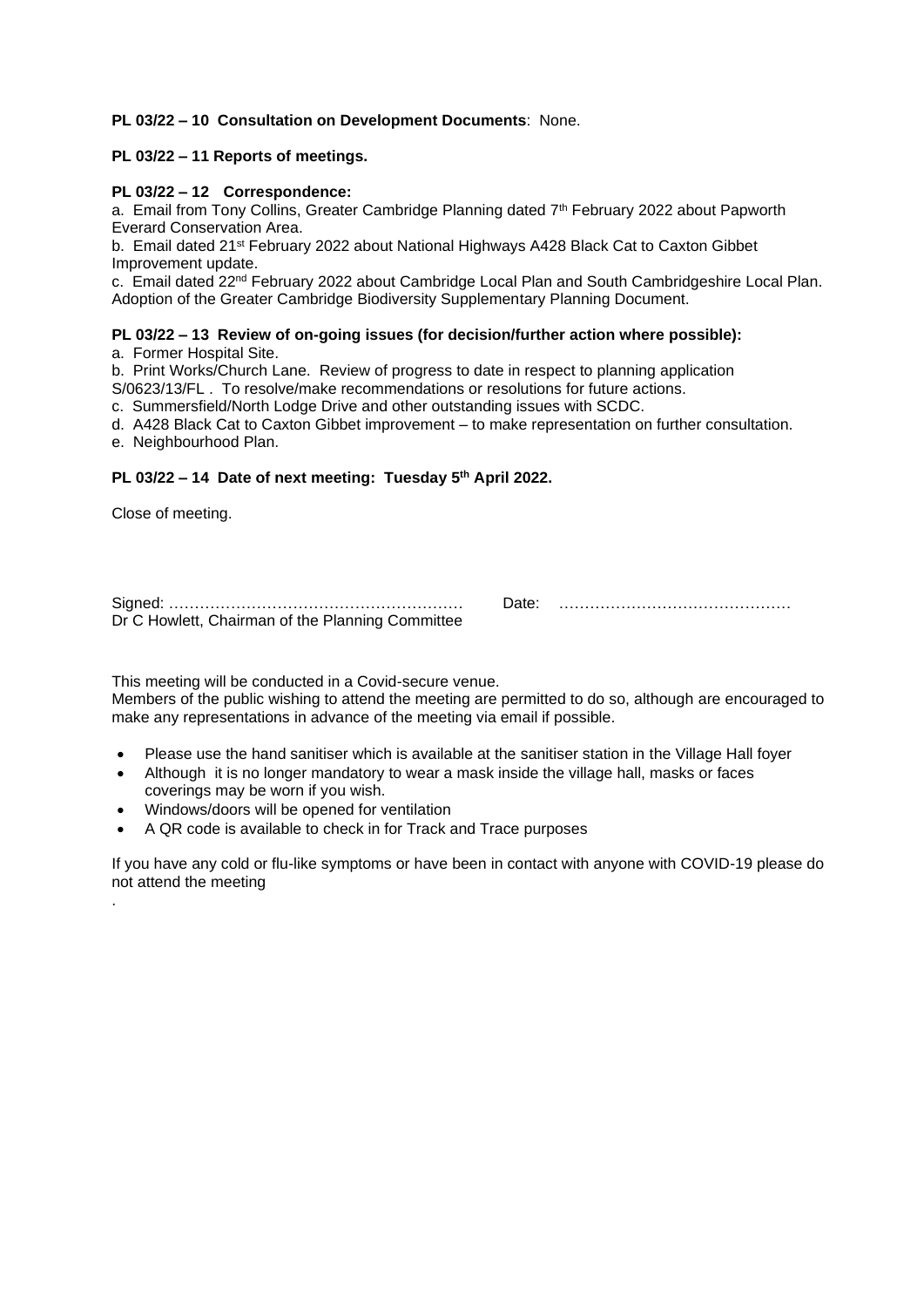**PL 03/22 – 10 Consultation on Development Documents**: None.

**PL 03/22 – 11 Reports of meetings.**

**PL 03/22 – 12 Correspondence:**

a. Email from Tony Collins, Greater Cambridge Planning dated 7th February 2022 about Papworth Everard Conservation Area.

b. Email dated 21st February 2022 about National Highways A428 Black Cat to Caxton Gibbet Improvement update.

c. Email dated 22nd February 2022 about Cambridge Local Plan and South Cambridgeshire Local Plan. Adoption of the Greater Cambridge Biodiversity Supplementary Planning Document.

**PL 03/22 – 13 Review of on-going issues (for decision/further action where possible):**

a. Former Hospital Site.

b. Print Works/Church Lane. Review of progress to date in respect to planning application S/0623/13/FL . To resolve/make recommendations or resolutions for future actions.

c. Summersfield/North Lodge Drive and other outstanding issues with SCDC.

d. A428 Black Cat to Caxton Gibbet improvement – to make representation on further consultation.

e. Neighbourhood Plan.

**PL 03/22 – 14 Date of next meeting: Tuesday 5th April 2022.**

Close of meeting.

Signed: ……………………………………………… Date: ………………………………………

Dr C Howlett, Chairman of the Planning Committee

This meeting will be conducted in a Covid-secure venue.

Members of the public wishing to attend the meeting are permitted to do so, although are encouraged to make any representations in advance of the meeting via email if possible.

- Please use the hand sanitiser which is available at the sanitiser station in the Village Hall foyer
- Although it is no longer mandatory to wear a mask inside the village hall, masks or faces coverings may be worn if you wish.
- Windows/doors will be opened for ventilation
- A QR code is available to check in for Track and Trace purposes

If you have any cold or flu-like symptoms or have been in contact with anyone with COVID-19 please do not attend the meeting

.